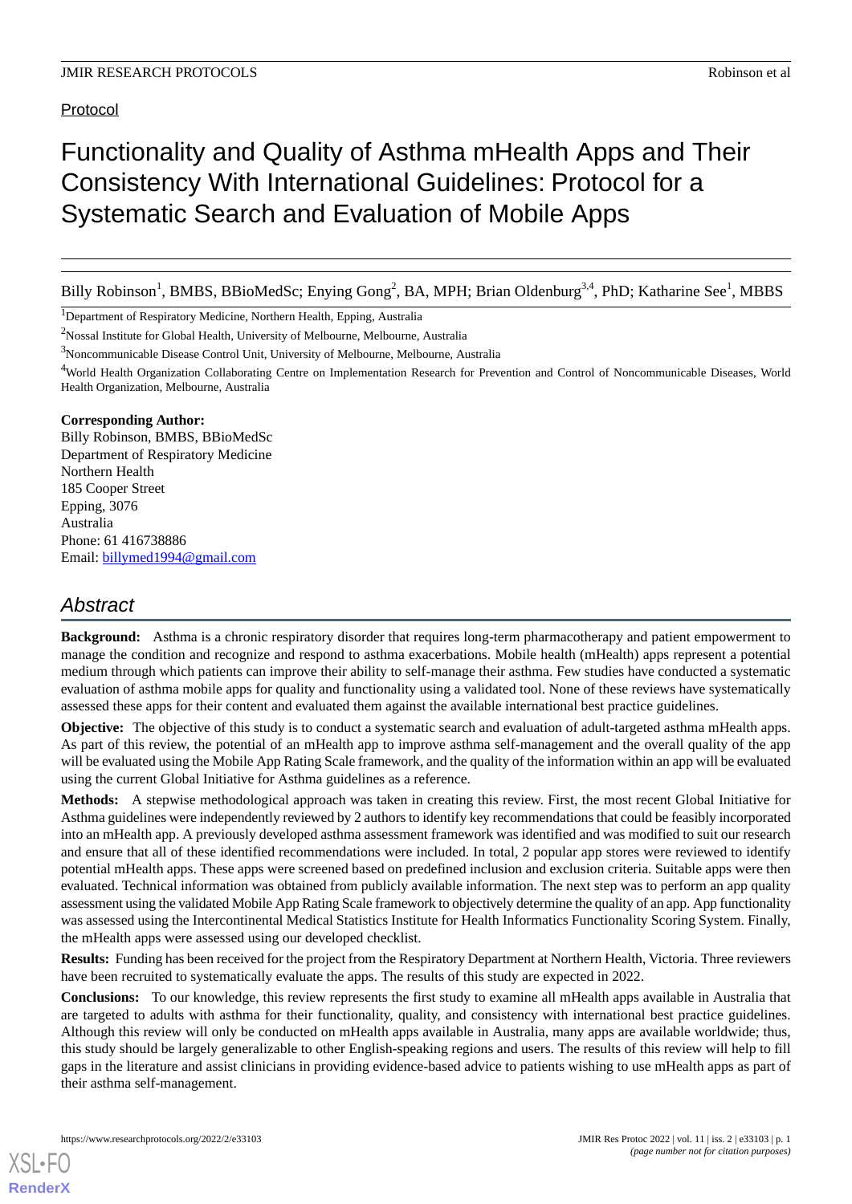Protocol

# Functionality and Quality of Asthma mHealth Apps and Their Consistency With International Guidelines: Protocol for a Systematic Search and Evaluation of Mobile Apps

Billy Robinson[1], BMBS, BBioMedSc; Enying Gong[2], BA, MPH; Brian Oldenburg[3,4], PhD; Katharine See[1], MBBS

[1]Department of Respiratory Medicine, Northern Health, Epping, Australia

[2]Nossal Institute for Global Health, University of Melbourne, Melbourne, Australia

[3]Noncommunicable Disease Control Unit, University of Melbourne, Melbourne, Australia

[4]World Health Organization Collaborating Centre on Implementation Research for Prevention and Control of Noncommunicable Diseases, World Health Organization, Melbourne, Australia

**Corresponding Author:**
Billy Robinson, BMBS, BBioMedSc
Department of Respiratory Medicine
Northern Health
185 Cooper Street
Epping, 3076
Australia
Phone: 61 416738886
Email: billymed1994@gmail.com

## Abstract

**Background:** Asthma is a chronic respiratory disorder that requires long-term pharmacotherapy and patient empowerment to manage the condition and recognize and respond to asthma exacerbations. Mobile health (mHealth) apps represent a potential medium through which patients can improve their ability to self-manage their asthma. Few studies have conducted a systematic evaluation of asthma mobile apps for quality and functionality using a validated tool. None of these reviews have systematically assessed these apps for their content and evaluated them against the available international best practice guidelines.

**Objective:** The objective of this study is to conduct a systematic search and evaluation of adult-targeted asthma mHealth apps. As part of this review, the potential of an mHealth app to improve asthma self-management and the overall quality of the app will be evaluated using the Mobile App Rating Scale framework, and the quality of the information within an app will be evaluated using the current Global Initiative for Asthma guidelines as a reference.

**Methods:** A stepwise methodological approach was taken in creating this review. First, the most recent Global Initiative for Asthma guidelines were independently reviewed by 2 authors to identify key recommendations that could be feasibly incorporated into an mHealth app. A previously developed asthma assessment framework was identified and was modified to suit our research and ensure that all of these identified recommendations were included. In total, 2 popular app stores were reviewed to identify potential mHealth apps. These apps were screened based on predefined inclusion and exclusion criteria. Suitable apps were then evaluated. Technical information was obtained from publicly available information. The next step was to perform an app quality assessment using the validated Mobile App Rating Scale framework to objectively determine the quality of an app. App functionality was assessed using the Intercontinental Medical Statistics Institute for Health Informatics Functionality Scoring System. Finally, the mHealth apps were assessed using our developed checklist.

**Results:** Funding has been received for the project from the Respiratory Department at Northern Health, Victoria. Three reviewers have been recruited to systematically evaluate the apps. The results of this study are expected in 2022.

**Conclusions:** To our knowledge, this review represents the first study to examine all mHealth apps available in Australia that are targeted to adults with asthma for their functionality, quality, and consistency with international best practice guidelines. Although this review will only be conducted on mHealth apps available in Australia, many apps are available worldwide; thus, this study should be largely generalizable to other English-speaking regions and users. The results of this review will help to fill gaps in the literature and assist clinicians in providing evidence-based advice to patients wishing to use mHealth apps as part of their asthma self-management.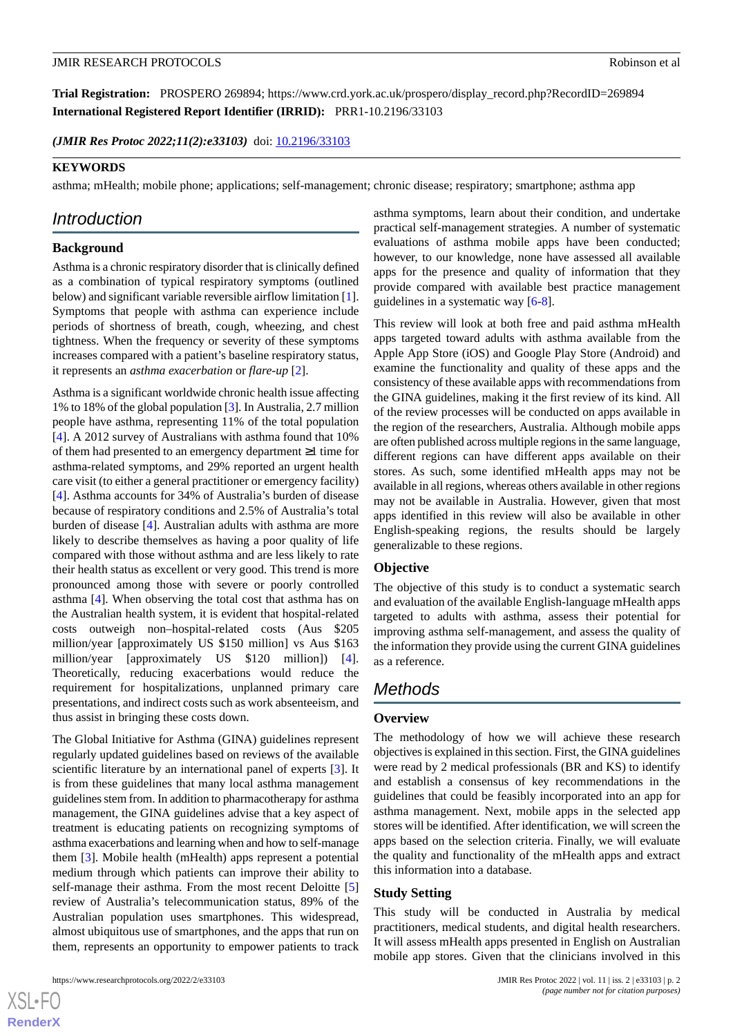**Trial Registration:** PROSPERO 269894; https://www.crd.york.ac.uk/prospero/display_record.php?RecordID=269894

**International Registered Report Identifier (IRRID):** PRR1-10.2196/33103

***(JMIR Res Protoc 2022;11(2):e33103)*** doi: 10.2196/33103

**KEYWORDS**

asthma; mHealth; mobile phone; applications; self-management; chronic disease; respiratory; smartphone; asthma app

## Introduction

### Background

Asthma is a chronic respiratory disorder that is clinically defined as a combination of typical respiratory symptoms (outlined below) and significant variable reversible airflow limitation [1]. Symptoms that people with asthma can experience include periods of shortness of breath, cough, wheezing, and chest tightness. When the frequency or severity of these symptoms increases compared with a patient's baseline respiratory status, it represents an *asthma exacerbation* or *flare-up* [2].

Asthma is a significant worldwide chronic health issue affecting 1% to 18% of the global population [3]. In Australia, 2.7 million people have asthma, representing 11% of the total population [4]. A 2012 survey of Australians with asthma found that 10% of them had presented to an emergency department ≥1 time for asthma-related symptoms, and 29% reported an urgent health care visit (to either a general practitioner or emergency facility) [4]. Asthma accounts for 34% of Australia's burden of disease because of respiratory conditions and 2.5% of Australia's total burden of disease [4]. Australian adults with asthma are more likely to describe themselves as having a poor quality of life compared with those without asthma and are less likely to rate their health status as excellent or very good. This trend is more pronounced among those with severe or poorly controlled asthma [4]. When observing the total cost that asthma has on the Australian health system, it is evident that hospital-related costs outweigh non–hospital-related costs (Aus $205 million/year [approximately US $150 million] vs Aus $163 million/year [approximately US $120 million]) [4]. Theoretically, reducing exacerbations would reduce the requirement for hospitalizations, unplanned primary care presentations, and indirect costs such as work absenteeism, and thus assist in bringing these costs down.

The Global Initiative for Asthma (GINA) guidelines represent regularly updated guidelines based on reviews of the available scientific literature by an international panel of experts [3]. It is from these guidelines that many local asthma management guidelines stem from. In addition to pharmacotherapy for asthma management, the GINA guidelines advise that a key aspect of treatment is educating patients on recognizing symptoms of asthma exacerbations and learning when and how to self-manage them [3]. Mobile health (mHealth) apps represent a potential medium through which patients can improve their ability to self-manage their asthma. From the most recent Deloitte [5] review of Australia's telecommunication status, 89% of the Australian population uses smartphones. This widespread, almost ubiquitous use of smartphones, and the apps that run on them, represents an opportunity to empower patients to track asthma symptoms, learn about their condition, and undertake practical self-management strategies. A number of systematic evaluations of asthma mobile apps have been conducted; however, to our knowledge, none have assessed all available apps for the presence and quality of information that they provide compared with available best practice management guidelines in a systematic way [6-8].

This review will look at both free and paid asthma mHealth apps targeted toward adults with asthma available from the Apple App Store (iOS) and Google Play Store (Android) and examine the functionality and quality of these apps and the consistency of these available apps with recommendations from the GINA guidelines, making it the first review of its kind. All of the review processes will be conducted on apps available in the region of the researchers, Australia. Although mobile apps are often published across multiple regions in the same language, different regions can have different apps available on their stores. As such, some identified mHealth apps may not be available in all regions, whereas others available in other regions may not be available in Australia. However, given that most apps identified in this review will also be available in other English-speaking regions, the results should be largely generalizable to these regions.

### Objective

The objective of this study is to conduct a systematic search and evaluation of the available English-language mHealth apps targeted to adults with asthma, assess their potential for improving asthma self-management, and assess the quality of the information they provide using the current GINA guidelines as a reference.

## Methods

### Overview

The methodology of how we will achieve these research objectives is explained in this section. First, the GINA guidelines were read by 2 medical professionals (BR and KS) to identify and establish a consensus of key recommendations in the guidelines that could be feasibly incorporated into an app for asthma management. Next, mobile apps in the selected app stores will be identified. After identification, we will screen the apps based on the selection criteria. Finally, we will evaluate the quality and functionality of the mHealth apps and extract this information into a database.

### Study Setting

This study will be conducted in Australia by medical practitioners, medical students, and digital health researchers. It will assess mHealth apps presented in English on Australian mobile app stores. Given that the clinicians involved in this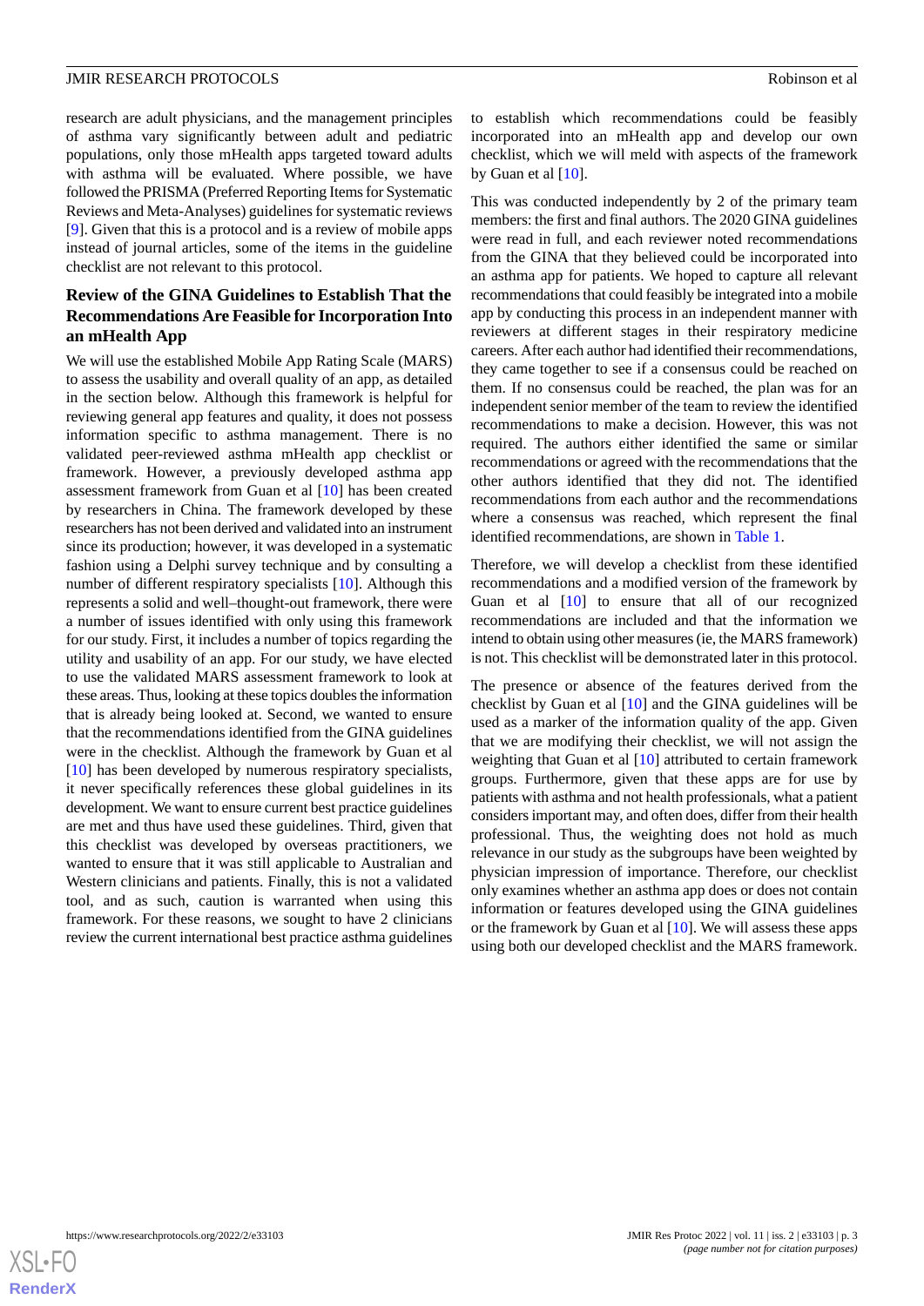research are adult physicians, and the management principles of asthma vary significantly between adult and pediatric populations, only those mHealth apps targeted toward adults with asthma will be evaluated. Where possible, we have followed the PRISMA (Preferred Reporting Items for Systematic Reviews and Meta-Analyses) guidelines for systematic reviews [9]. Given that this is a protocol and is a review of mobile apps instead of journal articles, some of the items in the guideline checklist are not relevant to this protocol.

## Review of the GINA Guidelines to Establish That the Recommendations Are Feasible for Incorporation Into an mHealth App

We will use the established Mobile App Rating Scale (MARS) to assess the usability and overall quality of an app, as detailed in the section below. Although this framework is helpful for reviewing general app features and quality, it does not possess information specific to asthma management. There is no validated peer-reviewed asthma mHealth app checklist or framework. However, a previously developed asthma app assessment framework from Guan et al [10] has been created by researchers in China. The framework developed by these researchers has not been derived and validated into an instrument since its production; however, it was developed in a systematic fashion using a Delphi survey technique and by consulting a number of different respiratory specialists [10]. Although this represents a solid and well–thought-out framework, there were a number of issues identified with only using this framework for our study. First, it includes a number of topics regarding the utility and usability of an app. For our study, we have elected to use the validated MARS assessment framework to look at these areas. Thus, looking at these topics doubles the information that is already being looked at. Second, we wanted to ensure that the recommendations identified from the GINA guidelines were in the checklist. Although the framework by Guan et al [10] has been developed by numerous respiratory specialists, it never specifically references these global guidelines in its development. We want to ensure current best practice guidelines are met and thus have used these guidelines. Third, given that this checklist was developed by overseas practitioners, we wanted to ensure that it was still applicable to Australian and Western clinicians and patients. Finally, this is not a validated tool, and as such, caution is warranted when using this framework. For these reasons, we sought to have 2 clinicians review the current international best practice asthma guidelines to establish which recommendations could be feasibly incorporated into an mHealth app and develop our own checklist, which we will meld with aspects of the framework by Guan et al [10].

This was conducted independently by 2 of the primary team members: the first and final authors. The 2020 GINA guidelines were read in full, and each reviewer noted recommendations from the GINA that they believed could be incorporated into an asthma app for patients. We hoped to capture all relevant recommendations that could feasibly be integrated into a mobile app by conducting this process in an independent manner with reviewers at different stages in their respiratory medicine careers. After each author had identified their recommendations, they came together to see if a consensus could be reached on them. If no consensus could be reached, the plan was for an independent senior member of the team to review the identified recommendations to make a decision. However, this was not required. The authors either identified the same or similar recommendations or agreed with the recommendations that the other authors identified that they did not. The identified recommendations from each author and the recommendations where a consensus was reached, which represent the final identified recommendations, are shown in Table 1.

Therefore, we will develop a checklist from these identified recommendations and a modified version of the framework by Guan et al [10] to ensure that all of our recognized recommendations are included and that the information we intend to obtain using other measures (ie, the MARS framework) is not. This checklist will be demonstrated later in this protocol.

The presence or absence of the features derived from the checklist by Guan et al [10] and the GINA guidelines will be used as a marker of the information quality of the app. Given that we are modifying their checklist, we will not assign the weighting that Guan et al [10] attributed to certain framework groups. Furthermore, given that these apps are for use by patients with asthma and not health professionals, what a patient considers important may, and often does, differ from their health professional. Thus, the weighting does not hold as much relevance in our study as the subgroups have been weighted by physician impression of importance. Therefore, our checklist only examines whether an asthma app does or does not contain information or features developed using the GINA guidelines or the framework by Guan et al [10]. We will assess these apps using both our developed checklist and the MARS framework.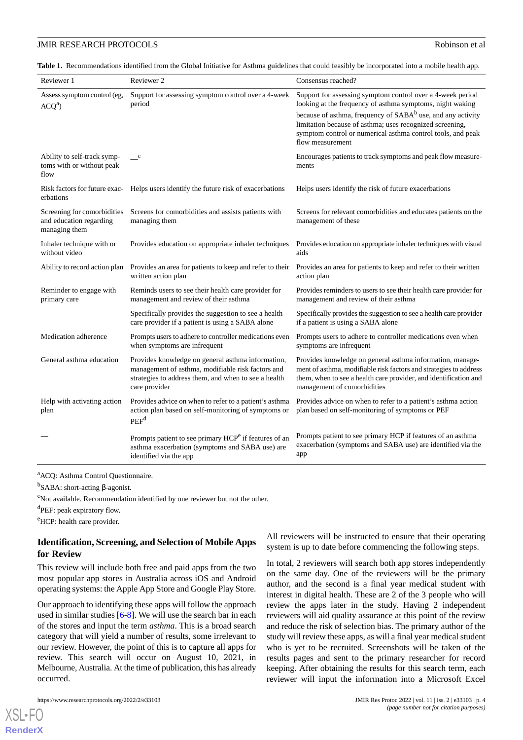**Table 1.** Recommendations identified from the Global Initiative for Asthma guidelines that could feasibly be incorporated into a mobile health app.

| Reviewer 1 | Reviewer 2 | Consensus reached? |
|---|---|---|
| Assess symptom control (eg, ACQ[a]) | Support for assessing symptom control over a 4-week period | Support for assessing symptom control over a 4-week period looking at the frequency of asthma symptoms, night waking because of asthma, frequency of SABA[b] use, and any activity limitation because of asthma; uses recognized screening, symptom control or numerical asthma control tools, and peak flow measurement |
| Ability to self-track symptoms with or without peak flow | —[c] | Encourages patients to track symptoms and peak flow measurements |
| Risk factors for future exacerbations | Helps users identify the future risk of exacerbations | Helps users identify the risk of future exacerbations |
| Screening for comorbidities and education regarding managing them | Screens for comorbidities and assists patients with managing them | Screens for relevant comorbidities and educates patients on the management of these |
| Inhaler technique with or without video | Provides education on appropriate inhaler techniques | Provides education on appropriate inhaler techniques with visual aids |
| Ability to record action plan | Provides an area for patients to keep and refer to their written action plan | Provides an area for patients to keep and refer to their written action plan |
| Reminder to engage with primary care | Reminds users to see their health care provider for management and review of their asthma | Provides reminders to users to see their health care provider for management and review of their asthma |
| — | Specifically provides the suggestion to see a health care provider if a patient is using a SABA alone | Specifically provides the suggestion to see a health care provider if a patient is using a SABA alone |
| Medication adherence | Prompts users to adhere to controller medications even when symptoms are infrequent | Prompts users to adhere to controller medications even when symptoms are infrequent |
| General asthma education | Provides knowledge on general asthma information, management of asthma, modifiable risk factors and strategies to address them, and when to see a health care provider | Provides knowledge on general asthma information, management of asthma, modifiable risk factors and strategies to address them, when to see a health care provider, and identification and management of comorbidities |
| Help with activating action plan | Provides advice on when to refer to a patient's asthma action plan based on self-monitoring of symptoms or PEF[d] | Provides advice on when to refer to a patient's asthma action plan based on self-monitoring of symptoms or PEF |
| — | Prompts patient to see primary HCP[e] if features of an asthma exacerbation (symptoms and SABA use) are identified via the app | Prompts patient to see primary HCP if features of an asthma exacerbation (symptoms and SABA use) are identified via the app |

[a]ACQ: Asthma Control Questionnaire.

[b]SABA: short-acting β-agonist.

[c]Not available. Recommendation identified by one reviewer but not the other.

[d]PEF: peak expiratory flow.

[e]HCP: health care provider.

### Identification, Screening, and Selection of Mobile Apps for Review

This review will include both free and paid apps from the two most popular app stores in Australia across iOS and Android operating systems: the Apple App Store and Google Play Store.

Our approach to identifying these apps will follow the approach used in similar studies [6-8]. We will use the search bar in each of the stores and input the term *asthma*. This is a broad search category that will yield a number of results, some irrelevant to our review. However, the point of this is to capture all apps for review. This search will occur on August 10, 2021, in Melbourne, Australia. At the time of publication, this has already occurred.

All reviewers will be instructed to ensure that their operating system is up to date before commencing the following steps.

In total, 2 reviewers will search both app stores independently on the same day. One of the reviewers will be the primary author, and the second is a final year medical student with interest in digital health. These are 2 of the 3 people who will review the apps later in the study. Having 2 independent reviewers will aid quality assurance at this point of the review and reduce the risk of selection bias. The primary author of the study will review these apps, as will a final year medical student who is yet to be recruited. Screenshots will be taken of the results pages and sent to the primary researcher for record keeping. After obtaining the results for this search term, each reviewer will input the information into a Microsoft Excel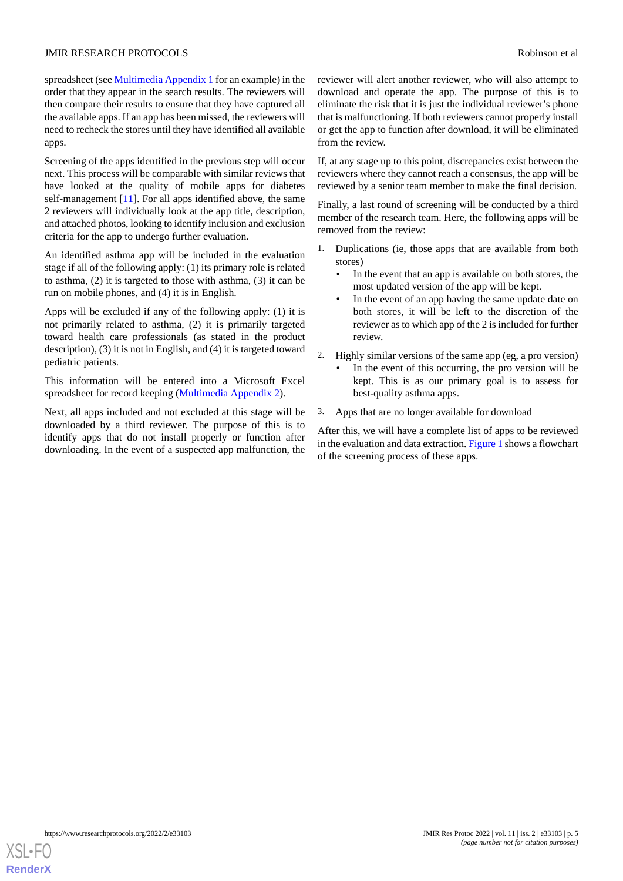spreadsheet (see Multimedia Appendix 1 for an example) in the order that they appear in the search results. The reviewers will then compare their results to ensure that they have captured all the available apps. If an app has been missed, the reviewers will need to recheck the stores until they have identified all available apps.

Screening of the apps identified in the previous step will occur next. This process will be comparable with similar reviews that have looked at the quality of mobile apps for diabetes self-management [11]. For all apps identified above, the same 2 reviewers will individually look at the app title, description, and attached photos, looking to identify inclusion and exclusion criteria for the app to undergo further evaluation.

An identified asthma app will be included in the evaluation stage if all of the following apply: (1) its primary role is related to asthma, (2) it is targeted to those with asthma, (3) it can be run on mobile phones, and (4) it is in English.

Apps will be excluded if any of the following apply: (1) it is not primarily related to asthma, (2) it is primarily targeted toward health care professionals (as stated in the product description), (3) it is not in English, and (4) it is targeted toward pediatric patients.

This information will be entered into a Microsoft Excel spreadsheet for record keeping (Multimedia Appendix 2).

Next, all apps included and not excluded at this stage will be downloaded by a third reviewer. The purpose of this is to identify apps that do not install properly or function after downloading. In the event of a suspected app malfunction, the reviewer will alert another reviewer, who will also attempt to download and operate the app. The purpose of this is to eliminate the risk that it is just the individual reviewer's phone that is malfunctioning. If both reviewers cannot properly install or get the app to function after download, it will be eliminated from the review.

If, at any stage up to this point, discrepancies exist between the reviewers where they cannot reach a consensus, the app will be reviewed by a senior team member to make the final decision.

Finally, a last round of screening will be conducted by a third member of the research team. Here, the following apps will be removed from the review:

1. Duplications (ie, those apps that are available from both stores)
   - In the event that an app is available on both stores, the most updated version of the app will be kept.
   - In the event of an app having the same update date on both stores, it will be left to the discretion of the reviewer as to which app of the 2 is included for further review.
2. Highly similar versions of the same app (eg, a pro version)
   - In the event of this occurring, the pro version will be kept. This is as our primary goal is to assess for best-quality asthma apps.
3. Apps that are no longer available for download

After this, we will have a complete list of apps to be reviewed in the evaluation and data extraction. Figure 1 shows a flowchart of the screening process of these apps.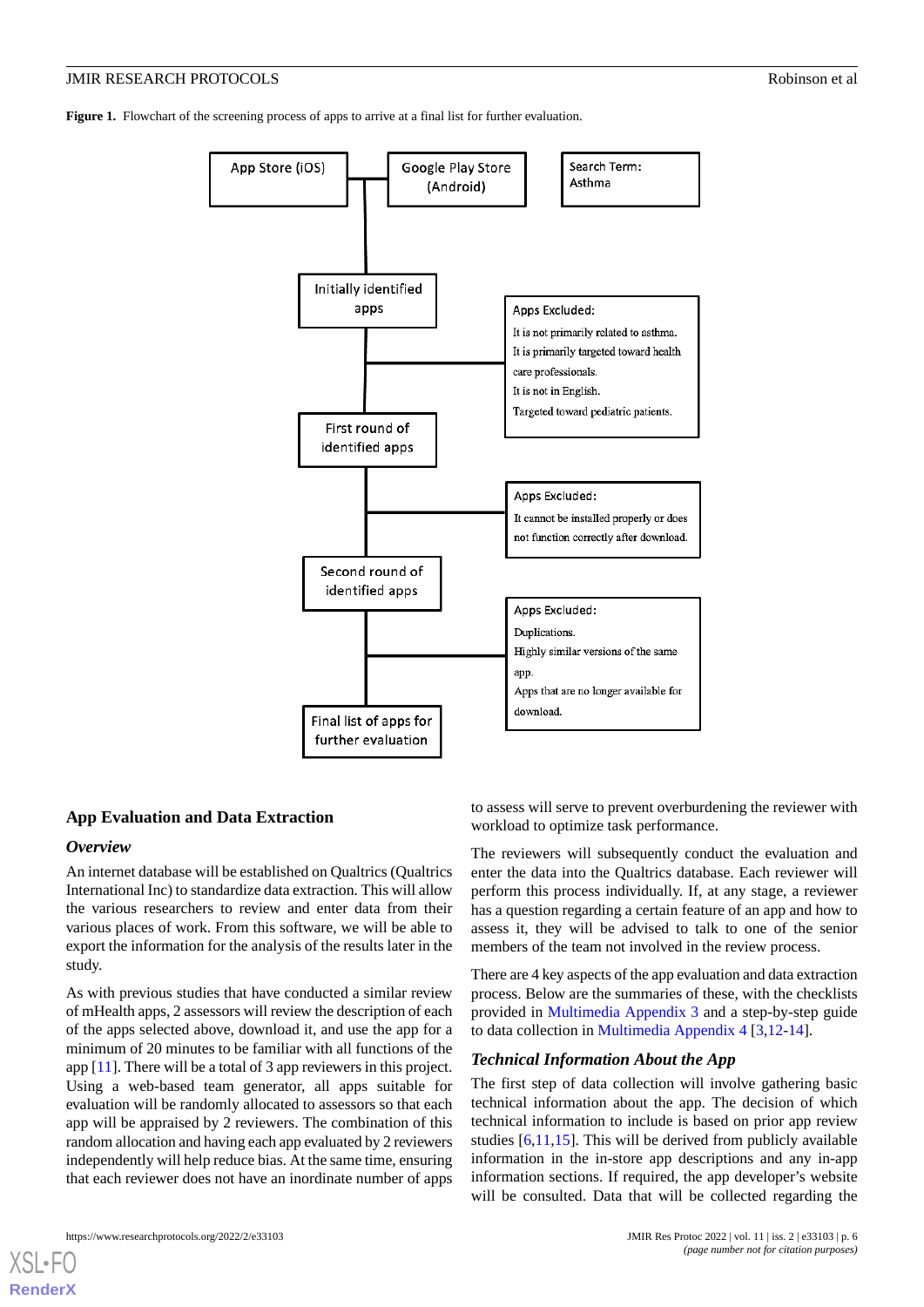**Figure 1.** Flowchart of the screening process of apps to arrive at a final list for further evaluation.

App Store (iOS)

Google Play Store (Android)

Search Term: Asthma

Initially identified apps

Apps Excluded:
It is not primarily related to asthma.
It is primarily targeted toward health care professionals.
It is not in English.
Targeted toward pediatric patients.

First round of identified apps

Apps Excluded:
It cannot be installed properly or does not function correctly after download.

Second round of identified apps

Apps Excluded:
Duplications.
Highly similar versions of the same app.
Apps that are no longer available for download.

Final list of apps for further evaluation

## App Evaluation and Data Extraction

### *Overview*

An internet database will be established on Qualtrics (Qualtrics International Inc) to standardize data extraction. This will allow the various researchers to review and enter data from their various places of work. From this software, we will be able to export the information for the analysis of the results later in the study.

As with previous studies that have conducted a similar review of mHealth apps, 2 assessors will review the description of each of the apps selected above, download it, and use the app for a minimum of 20 minutes to be familiar with all functions of the app [11]. There will be a total of 3 app reviewers in this project. Using a web-based team generator, all apps suitable for evaluation will be randomly allocated to assessors so that each app will be appraised by 2 reviewers. The combination of this random allocation and having each app evaluated by 2 reviewers independently will help reduce bias. At the same time, ensuring that each reviewer does not have an inordinate number of apps to assess will serve to prevent overburdening the reviewer with workload to optimize task performance.

The reviewers will subsequently conduct the evaluation and enter the data into the Qualtrics database. Each reviewer will perform this process individually. If, at any stage, a reviewer has a question regarding a certain feature of an app and how to assess it, they will be advised to talk to one of the senior members of the team not involved in the review process.

There are 4 key aspects of the app evaluation and data extraction process. Below are the summaries of these, with the checklists provided in Multimedia Appendix 3 and a step-by-step guide to data collection in Multimedia Appendix 4 [3,12-14].

### *Technical Information About the App*

The first step of data collection will involve gathering basic technical information about the app. The decision of which technical information to include is based on prior app review studies [6,11,15]. This will be derived from publicly available information in the in-store app descriptions and any in-app information sections. If required, the app developer's website will be consulted. Data that will be collected regarding the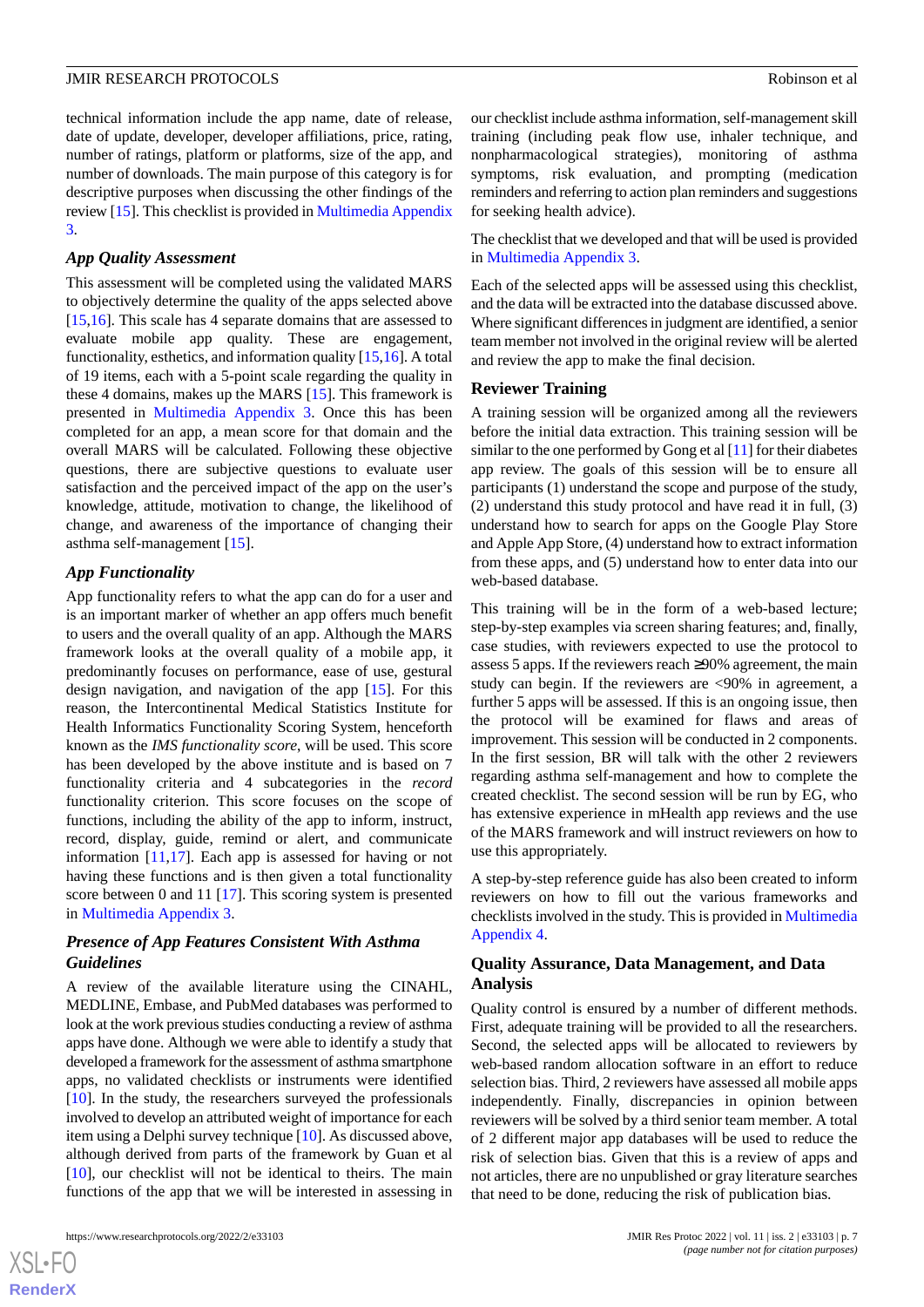technical information include the app name, date of release, date of update, developer, developer affiliations, price, rating, number of ratings, platform or platforms, size of the app, and number of downloads. The main purpose of this category is for descriptive purposes when discussing the other findings of the review [15]. This checklist is provided in Multimedia Appendix 3.

### App Quality Assessment

This assessment will be completed using the validated MARS to objectively determine the quality of the apps selected above [15,16]. This scale has 4 separate domains that are assessed to evaluate mobile app quality. These are engagement, functionality, esthetics, and information quality [15,16]. A total of 19 items, each with a 5-point scale regarding the quality in these 4 domains, makes up the MARS [15]. This framework is presented in Multimedia Appendix 3. Once this has been completed for an app, a mean score for that domain and the overall MARS will be calculated. Following these objective questions, there are subjective questions to evaluate user satisfaction and the perceived impact of the app on the user's knowledge, attitude, motivation to change, the likelihood of change, and awareness of the importance of changing their asthma self-management [15].

### App Functionality

App functionality refers to what the app can do for a user and is an important marker of whether an app offers much benefit to users and the overall quality of an app. Although the MARS framework looks at the overall quality of a mobile app, it predominantly focuses on performance, ease of use, gestural design navigation, and navigation of the app [15]. For this reason, the Intercontinental Medical Statistics Institute for Health Informatics Functionality Scoring System, henceforth known as the *IMS functionality score*, will be used. This score has been developed by the above institute and is based on 7 functionality criteria and 4 subcategories in the *record* functionality criterion. This score focuses on the scope of functions, including the ability of the app to inform, instruct, record, display, guide, remind or alert, and communicate information [11,17]. Each app is assessed for having or not having these functions and is then given a total functionality score between 0 and 11 [17]. This scoring system is presented in Multimedia Appendix 3.

### Presence of App Features Consistent With Asthma Guidelines

A review of the available literature using the CINAHL, MEDLINE, Embase, and PubMed databases was performed to look at the work previous studies conducting a review of asthma apps have done. Although we were able to identify a study that developed a framework for the assessment of asthma smartphone apps, no validated checklists or instruments were identified [10]. In the study, the researchers surveyed the professionals involved to develop an attributed weight of importance for each item using a Delphi survey technique [10]. As discussed above, although derived from parts of the framework by Guan et al [10], our checklist will not be identical to theirs. The main functions of the app that we will be interested in assessing in our checklist include asthma information, self-management skill training (including peak flow use, inhaler technique, and nonpharmacological strategies), monitoring of asthma symptoms, risk evaluation, and prompting (medication reminders and referring to action plan reminders and suggestions for seeking health advice).

The checklist that we developed and that will be used is provided in Multimedia Appendix 3.

Each of the selected apps will be assessed using this checklist, and the data will be extracted into the database discussed above. Where significant differences in judgment are identified, a senior team member not involved in the original review will be alerted and review the app to make the final decision.

## Reviewer Training

A training session will be organized among all the reviewers before the initial data extraction. This training session will be similar to the one performed by Gong et al [11] for their diabetes app review. The goals of this session will be to ensure all participants (1) understand the scope and purpose of the study, (2) understand this study protocol and have read it in full, (3) understand how to search for apps on the Google Play Store and Apple App Store, (4) understand how to extract information from these apps, and (5) understand how to enter data into our web-based database.

This training will be in the form of a web-based lecture; step-by-step examples via screen sharing features; and, finally, case studies, with reviewers expected to use the protocol to assess 5 apps. If the reviewers reach ≥90% agreement, the main study can begin. If the reviewers are <90% in agreement, a further 5 apps will be assessed. If this is an ongoing issue, then the protocol will be examined for flaws and areas of improvement. This session will be conducted in 2 components. In the first session, BR will talk with the other 2 reviewers regarding asthma self-management and how to complete the created checklist. The second session will be run by EG, who has extensive experience in mHealth app reviews and the use of the MARS framework and will instruct reviewers on how to use this appropriately.

A step-by-step reference guide has also been created to inform reviewers on how to fill out the various frameworks and checklists involved in the study. This is provided in Multimedia Appendix 4.

## Quality Assurance, Data Management, and Data Analysis

Quality control is ensured by a number of different methods. First, adequate training will be provided to all the researchers. Second, the selected apps will be allocated to reviewers by web-based random allocation software in an effort to reduce selection bias. Third, 2 reviewers have assessed all mobile apps independently. Finally, discrepancies in opinion between reviewers will be solved by a third senior team member. A total of 2 different major app databases will be used to reduce the risk of selection bias. Given that this is a review of apps and not articles, there are no unpublished or gray literature searches that need to be done, reducing the risk of publication bias.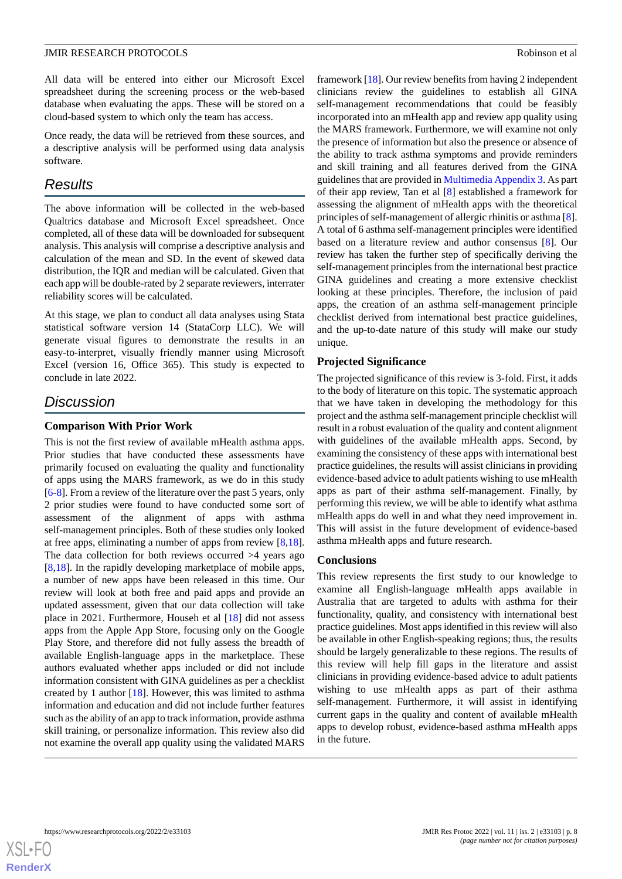All data will be entered into either our Microsoft Excel spreadsheet during the screening process or the web-based database when evaluating the apps. These will be stored on a cloud-based system to which only the team has access.

Once ready, the data will be retrieved from these sources, and a descriptive analysis will be performed using data analysis software.

## Results

The above information will be collected in the web-based Qualtrics database and Microsoft Excel spreadsheet. Once completed, all of these data will be downloaded for subsequent analysis. This analysis will comprise a descriptive analysis and calculation of the mean and SD. In the event of skewed data distribution, the IQR and median will be calculated. Given that each app will be double-rated by 2 separate reviewers, interrater reliability scores will be calculated.

At this stage, we plan to conduct all data analyses using Stata statistical software version 14 (StataCorp LLC). We will generate visual figures to demonstrate the results in an easy-to-interpret, visually friendly manner using Microsoft Excel (version 16, Office 365). This study is expected to conclude in late 2022.

## Discussion

### Comparison With Prior Work

This is not the first review of available mHealth asthma apps. Prior studies that have conducted these assessments have primarily focused on evaluating the quality and functionality of apps using the MARS framework, as we do in this study [6-8]. From a review of the literature over the past 5 years, only 2 prior studies were found to have conducted some sort of assessment of the alignment of apps with asthma self-management principles. Both of these studies only looked at free apps, eliminating a number of apps from review [8,18]. The data collection for both reviews occurred >4 years ago [8,18]. In the rapidly developing marketplace of mobile apps, a number of new apps have been released in this time. Our review will look at both free and paid apps and provide an updated assessment, given that our data collection will take place in 2021. Furthermore, Househ et al [18] did not assess apps from the Apple App Store, focusing only on the Google Play Store, and therefore did not fully assess the breadth of available English-language apps in the marketplace. These authors evaluated whether apps included or did not include information consistent with GINA guidelines as per a checklist created by 1 author [18]. However, this was limited to asthma information and education and did not include further features such as the ability of an app to track information, provide asthma skill training, or personalize information. This review also did not examine the overall app quality using the validated MARS framework [18]. Our review benefits from having 2 independent clinicians review the guidelines to establish all GINA self-management recommendations that could be feasibly incorporated into an mHealth app and review app quality using the MARS framework. Furthermore, we will examine not only the presence of information but also the presence or absence of the ability to track asthma symptoms and provide reminders and skill training and all features derived from the GINA guidelines that are provided in Multimedia Appendix 3. As part of their app review, Tan et al [8] established a framework for assessing the alignment of mHealth apps with the theoretical principles of self-management of allergic rhinitis or asthma [8]. A total of 6 asthma self-management principles were identified based on a literature review and author consensus [8]. Our review has taken the further step of specifically deriving the self-management principles from the international best practice GINA guidelines and creating a more extensive checklist looking at these principles. Therefore, the inclusion of paid apps, the creation of an asthma self-management principle checklist derived from international best practice guidelines, and the up-to-date nature of this study will make our study unique.

### Projected Significance

The projected significance of this review is 3-fold. First, it adds to the body of literature on this topic. The systematic approach that we have taken in developing the methodology for this project and the asthma self-management principle checklist will result in a robust evaluation of the quality and content alignment with guidelines of the available mHealth apps. Second, by examining the consistency of these apps with international best practice guidelines, the results will assist clinicians in providing evidence-based advice to adult patients wishing to use mHealth apps as part of their asthma self-management. Finally, by performing this review, we will be able to identify what asthma mHealth apps do well in and what they need improvement in. This will assist in the future development of evidence-based asthma mHealth apps and future research.

### Conclusions

This review represents the first study to our knowledge to examine all English-language mHealth apps available in Australia that are targeted to adults with asthma for their functionality, quality, and consistency with international best practice guidelines. Most apps identified in this review will also be available in other English-speaking regions; thus, the results should be largely generalizable to these regions. The results of this review will help fill gaps in the literature and assist clinicians in providing evidence-based advice to adult patients wishing to use mHealth apps as part of their asthma self-management. Furthermore, it will assist in identifying current gaps in the quality and content of available mHealth apps to develop robust, evidence-based asthma mHealth apps in the future.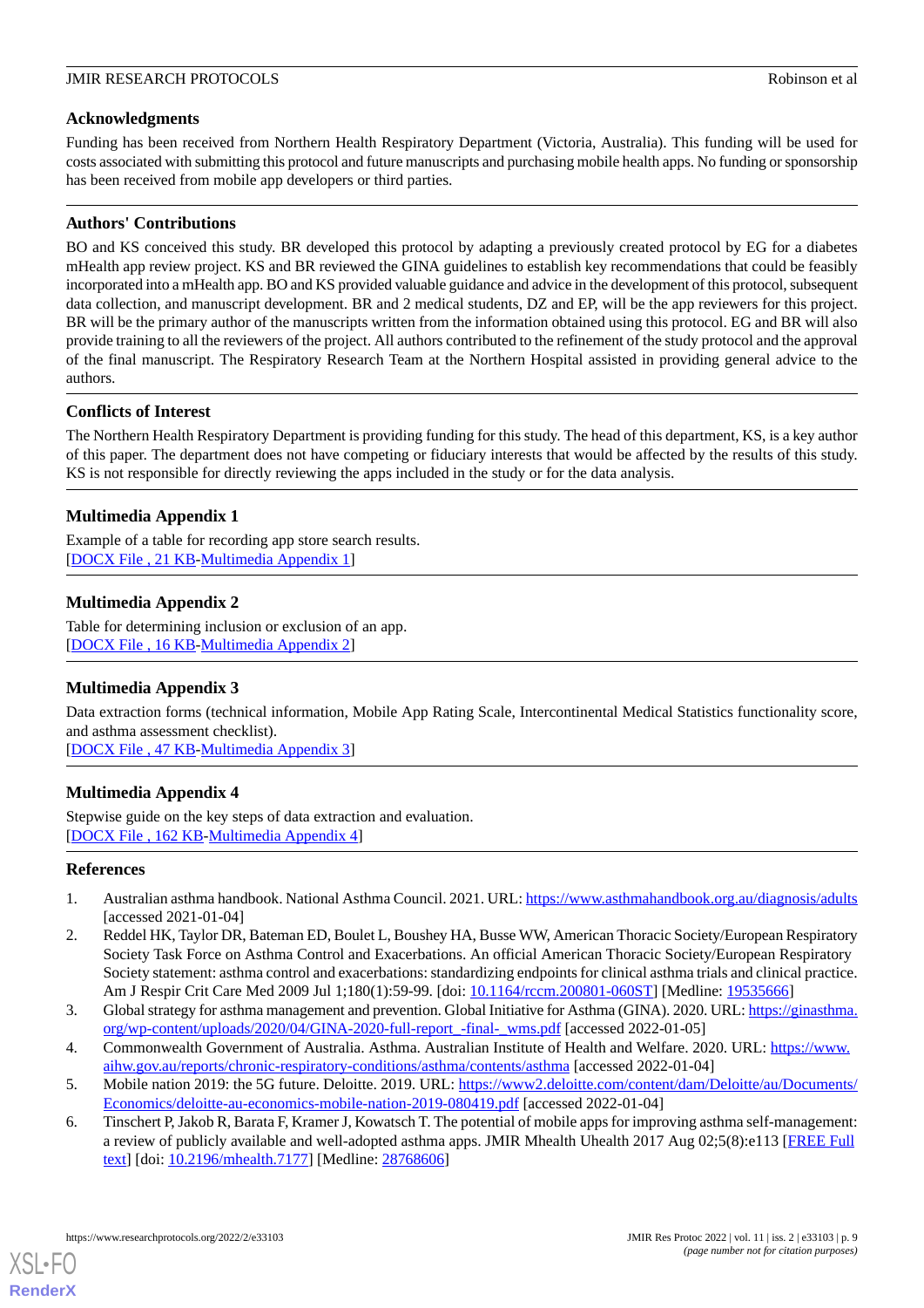## Acknowledgments

Funding has been received from Northern Health Respiratory Department (Victoria, Australia). This funding will be used for costs associated with submitting this protocol and future manuscripts and purchasing mobile health apps. No funding or sponsorship has been received from mobile app developers or third parties.

## Authors' Contributions

BO and KS conceived this study. BR developed this protocol by adapting a previously created protocol by EG for a diabetes mHealth app review project. KS and BR reviewed the GINA guidelines to establish key recommendations that could be feasibly incorporated into a mHealth app. BO and KS provided valuable guidance and advice in the development of this protocol, subsequent data collection, and manuscript development. BR and 2 medical students, DZ and EP, will be the app reviewers for this project. BR will be the primary author of the manuscripts written from the information obtained using this protocol. EG and BR will also provide training to all the reviewers of the project. All authors contributed to the refinement of the study protocol and the approval of the final manuscript. The Respiratory Research Team at the Northern Hospital assisted in providing general advice to the authors.

## Conflicts of Interest

The Northern Health Respiratory Department is providing funding for this study. The head of this department, KS, is a key author of this paper. The department does not have competing or fiduciary interests that would be affected by the results of this study. KS is not responsible for directly reviewing the apps included in the study or for the data analysis.

## Multimedia Appendix 1

Example of a table for recording app store search results.
[DOCX File , 21 KB-Multimedia Appendix 1]

## Multimedia Appendix 2

Table for determining inclusion or exclusion of an app.
[DOCX File , 16 KB-Multimedia Appendix 2]

## Multimedia Appendix 3

Data extraction forms (technical information, Mobile App Rating Scale, Intercontinental Medical Statistics functionality score, and asthma assessment checklist).
[DOCX File , 47 KB-Multimedia Appendix 3]

## Multimedia Appendix 4

Stepwise guide on the key steps of data extraction and evaluation.
[DOCX File , 162 KB-Multimedia Appendix 4]

## References

1. Australian asthma handbook. National Asthma Council. 2021. URL: https://www.asthmahandbook.org.au/diagnosis/adults [accessed 2021-01-04]
2. Reddel HK, Taylor DR, Bateman ED, Boulet L, Boushey HA, Busse WW, American Thoracic Society/European Respiratory Society Task Force on Asthma Control and Exacerbations. An official American Thoracic Society/European Respiratory Society statement: asthma control and exacerbations: standardizing endpoints for clinical asthma trials and clinical practice. Am J Respir Crit Care Med 2009 Jul 1;180(1):59-99. [doi: 10.1164/rccm.200801-060ST] [Medline: 19535666]
3. Global strategy for asthma management and prevention. Global Initiative for Asthma (GINA). 2020. URL: https://ginasthma.org/wp-content/uploads/2020/04/GINA-2020-full-report_-final-_wms.pdf [accessed 2022-01-05]
4. Commonwealth Government of Australia. Asthma. Australian Institute of Health and Welfare. 2020. URL: https://www.aihw.gov.au/reports/chronic-respiratory-conditions/asthma/contents/asthma [accessed 2022-01-04]
5. Mobile nation 2019: the 5G future. Deloitte. 2019. URL: https://www2.deloitte.com/content/dam/Deloitte/au/Documents/Economics/deloitte-au-economics-mobile-nation-2019-080419.pdf [accessed 2022-01-04]
6. Tinschert P, Jakob R, Barata F, Kramer J, Kowatsch T. The potential of mobile apps for improving asthma self-management: a review of publicly available and well-adopted asthma apps. JMIR Mhealth Uhealth 2017 Aug 02;5(8):e113 [FREE Full text] [doi: 10.2196/mhealth.7177] [Medline: 28768606]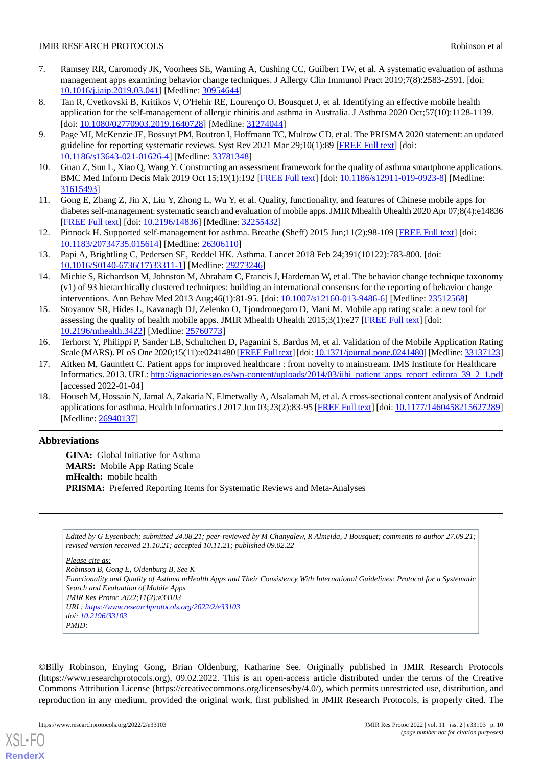7. Ramsey RR, Caromody JK, Voorhees SE, Warning A, Cushing CC, Guilbert TW, et al. A systematic evaluation of asthma management apps examining behavior change techniques. J Allergy Clin Immunol Pract 2019;7(8):2583-2591. [doi: 10.1016/j.jaip.2019.03.041] [Medline: 30954644]
8. Tan R, Cvetkovski B, Kritikos V, O'Hehir RE, Lourenço O, Bousquet J, et al. Identifying an effective mobile health application for the self-management of allergic rhinitis and asthma in Australia. J Asthma 2020 Oct;57(10):1128-1139. [doi: 10.1080/02770903.2019.1640728] [Medline: 31274044]
9. Page MJ, McKenzie JE, Bossuyt PM, Boutron I, Hoffmann TC, Mulrow CD, et al. The PRISMA 2020 statement: an updated guideline for reporting systematic reviews. Syst Rev 2021 Mar 29;10(1):89 [FREE Full text] [doi: 10.1186/s13643-021-01626-4] [Medline: 33781348]
10. Guan Z, Sun L, Xiao Q, Wang Y. Constructing an assessment framework for the quality of asthma smartphone applications. BMC Med Inform Decis Mak 2019 Oct 15;19(1):192 [FREE Full text] [doi: 10.1186/s12911-019-0923-8] [Medline: 31615493]
11. Gong E, Zhang Z, Jin X, Liu Y, Zhong L, Wu Y, et al. Quality, functionality, and features of Chinese mobile apps for diabetes self-management: systematic search and evaluation of mobile apps. JMIR Mhealth Uhealth 2020 Apr 07;8(4):e14836 [FREE Full text] [doi: 10.2196/14836] [Medline: 32255432]
12. Pinnock H. Supported self-management for asthma. Breathe (Sheff) 2015 Jun;11(2):98-109 [FREE Full text] [doi: 10.1183/20734735.015614] [Medline: 26306110]
13. Papi A, Brightling C, Pedersen SE, Reddel HK. Asthma. Lancet 2018 Feb 24;391(10122):783-800. [doi: 10.1016/S0140-6736(17)33311-1] [Medline: 29273246]
14. Michie S, Richardson M, Johnston M, Abraham C, Francis J, Hardeman W, et al. The behavior change technique taxonomy (v1) of 93 hierarchically clustered techniques: building an international consensus for the reporting of behavior change interventions. Ann Behav Med 2013 Aug;46(1):81-95. [doi: 10.1007/s12160-013-9486-6] [Medline: 23512568]
15. Stoyanov SR, Hides L, Kavanagh DJ, Zelenko O, Tjondronegoro D, Mani M. Mobile app rating scale: a new tool for assessing the quality of health mobile apps. JMIR Mhealth Uhealth 2015;3(1):e27 [FREE Full text] [doi: 10.2196/mhealth.3422] [Medline: 25760773]
16. Terhorst Y, Philippi P, Sander LB, Schultchen D, Paganini S, Bardus M, et al. Validation of the Mobile Application Rating Scale (MARS). PLoS One 2020;15(11):e0241480 [FREE Full text] [doi: 10.1371/journal.pone.0241480] [Medline: 33137123]
17. Aitken M, Gauntlett C. Patient apps for improved healthcare : from novelty to mainstream. IMS Institute for Healthcare Informatics. 2013. URL: http://ignacioriesgo.es/wp-content/uploads/2014/03/iihi_patient_apps_report_editora_39_2_1.pdf [accessed 2022-01-04]
18. Househ M, Hossain N, Jamal A, Zakaria N, Elmetwally A, Alsalamah M, et al. A cross-sectional content analysis of Android applications for asthma. Health Informatics J 2017 Jun 03;23(2):83-95 [FREE Full text] [doi: 10.1177/1460458215627289] [Medline: 26940137]

## Abbreviations

**GINA:** Global Initiative for Asthma
**MARS:** Mobile App Rating Scale
**mHealth:** mobile health
**PRISMA:** Preferred Reporting Items for Systematic Reviews and Meta-Analyses

*Edited by G Eysenbach; submitted 24.08.21; peer-reviewed by M Chanyalew, R Almeida, J Bousquet; comments to author 27.09.21; revised version received 21.10.21; accepted 10.11.21; published 09.02.22*

*Please cite as:*
*Robinson B, Gong E, Oldenburg B, See K*
*Functionality and Quality of Asthma mHealth Apps and Their Consistency With International Guidelines: Protocol for a Systematic Search and Evaluation of Mobile Apps*
*JMIR Res Protoc 2022;11(2):e33103*
*URL: https://www.researchprotocols.org/2022/2/e33103*
*doi: 10.2196/33103*
*PMID:*

©Billy Robinson, Enying Gong, Brian Oldenburg, Katharine See. Originally published in JMIR Research Protocols (https://www.researchprotocols.org), 09.02.2022. This is an open-access article distributed under the terms of the Creative Commons Attribution License (https://creativecommons.org/licenses/by/4.0/), which permits unrestricted use, distribution, and reproduction in any medium, provided the original work, first published in JMIR Research Protocols, is properly cited. The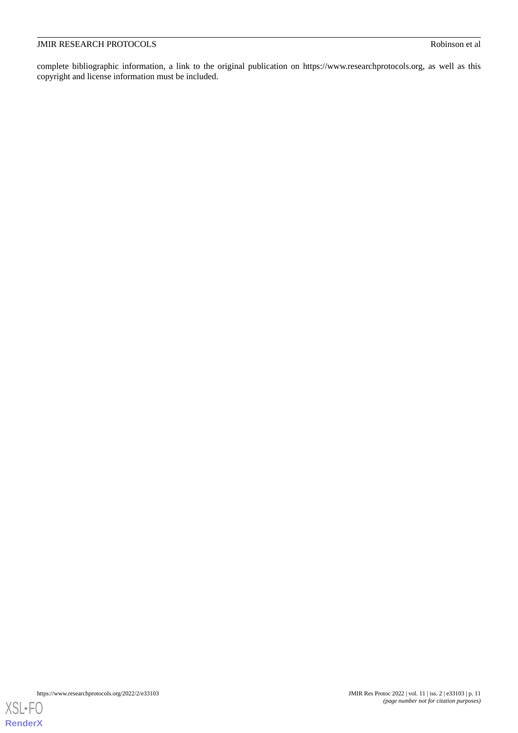complete bibliographic information, a link to the original publication on https://www.researchprotocols.org, as well as this copyright and license information must be included.